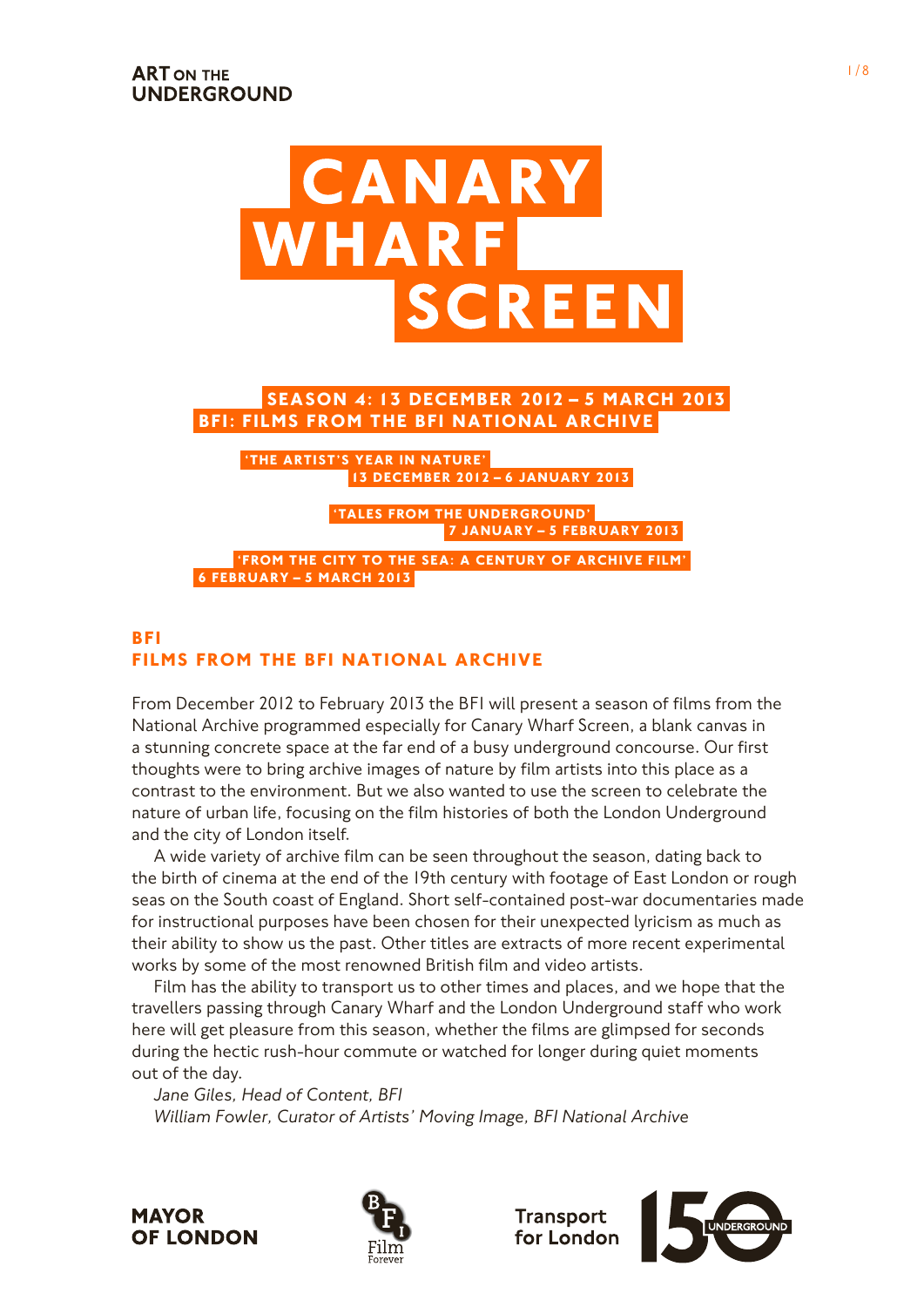ART ON THE UNDERGROUND

# CANARY WHARF SCREEN

**SEASON 4: 13 DECEMBER 2012 – 5 MARCH 2013**
**BFI: FILMS FROM THE BFI NATIONAL ARCHIVE**

**'THE ARTIST'S YEAR IN NATURE'**
**13 DECEMBER 2012 – 6 JANUARY 2013**

**'TALES FROM THE UNDERGROUND'**
**7 JANUARY – 5 FEBRUARY 2013**

**'FROM THE CITY TO THE SEA: A CENTURY OF ARCHIVE FILM'**
**6 FEBRUARY – 5 MARCH 2013**

## BFI
## FILMS FROM THE BFI NATIONAL ARCHIVE

From December 2012 to February 2013 the BFI will present a season of films from the National Archive programmed especially for Canary Wharf Screen, a blank canvas in a stunning concrete space at the far end of a busy underground concourse. Our first thoughts were to bring archive images of nature by film artists into this place as a contrast to the environment. But we also wanted to use the screen to celebrate the nature of urban life, focusing on the film histories of both the London Underground and the city of London itself.

A wide variety of archive film can be seen throughout the season, dating back to the birth of cinema at the end of the 19th century with footage of East London or rough seas on the South coast of England. Short self-contained post-war documentaries made for instructional purposes have been chosen for their unexpected lyricism as much as their ability to show us the past. Other titles are extracts of more recent experimental works by some of the most renowned British film and video artists.

Film has the ability to transport us to other times and places, and we hope that the travellers passing through Canary Wharf and the London Underground staff who work here will get pleasure from this season, whether the films are glimpsed for seconds during the hectic rush-hour commute or watched for longer during quiet moments out of the day.

*Jane Giles, Head of Content, BFI*
*William Fowler, Curator of Artists' Moving Image, BFI National Archive*

MAYOR OF LONDON

BFI Film Forever

Transport for London

150 UNDERGROUND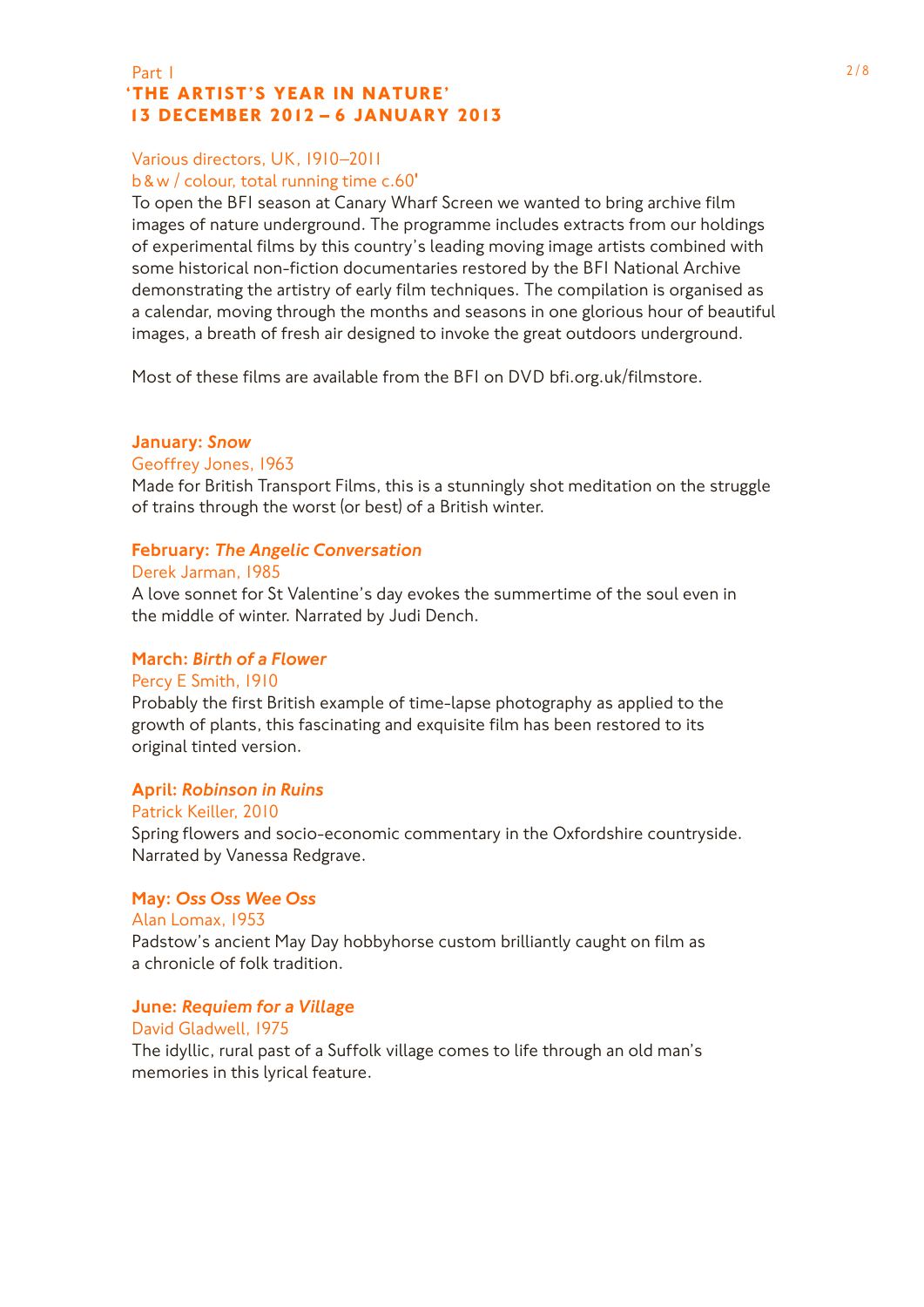Part 1

## 'THE ARTIST'S YEAR IN NATURE'

## 13 DECEMBER 2012 – 6 JANUARY 2013

Various directors, UK, 1910–2011
b&w / colour, total running time c.60'

To open the BFI season at Canary Wharf Screen we wanted to bring archive film images of nature underground. The programme includes extracts from our holdings of experimental films by this country's leading moving image artists combined with some historical non-fiction documentaries restored by the BFI National Archive demonstrating the artistry of early film techniques. The compilation is organised as a calendar, moving through the months and seasons in one glorious hour of beautiful images, a breath of fresh air designed to invoke the great outdoors underground.

Most of these films are available from the BFI on DVD bfi.org.uk/filmstore.

### January: *Snow*

Geoffrey Jones, 1963

Made for British Transport Films, this is a stunningly shot meditation on the struggle of trains through the worst (or best) of a British winter.

### February: *The Angelic Conversation*

Derek Jarman, 1985

A love sonnet for St Valentine's day evokes the summertime of the soul even in the middle of winter. Narrated by Judi Dench.

### March: *Birth of a Flower*

Percy E Smith, 1910

Probably the first British example of time-lapse photography as applied to the growth of plants, this fascinating and exquisite film has been restored to its original tinted version.

### April: *Robinson in Ruins*

Patrick Keiller, 2010

Spring flowers and socio-economic commentary in the Oxfordshire countryside. Narrated by Vanessa Redgrave.

### May: *Oss Oss Wee Oss*

Alan Lomax, 1953

Padstow's ancient May Day hobbyhorse custom brilliantly caught on film as a chronicle of folk tradition.

### June: *Requiem for a Village*

David Gladwell, 1975

The idyllic, rural past of a Suffolk village comes to life through an old man's memories in this lyrical feature.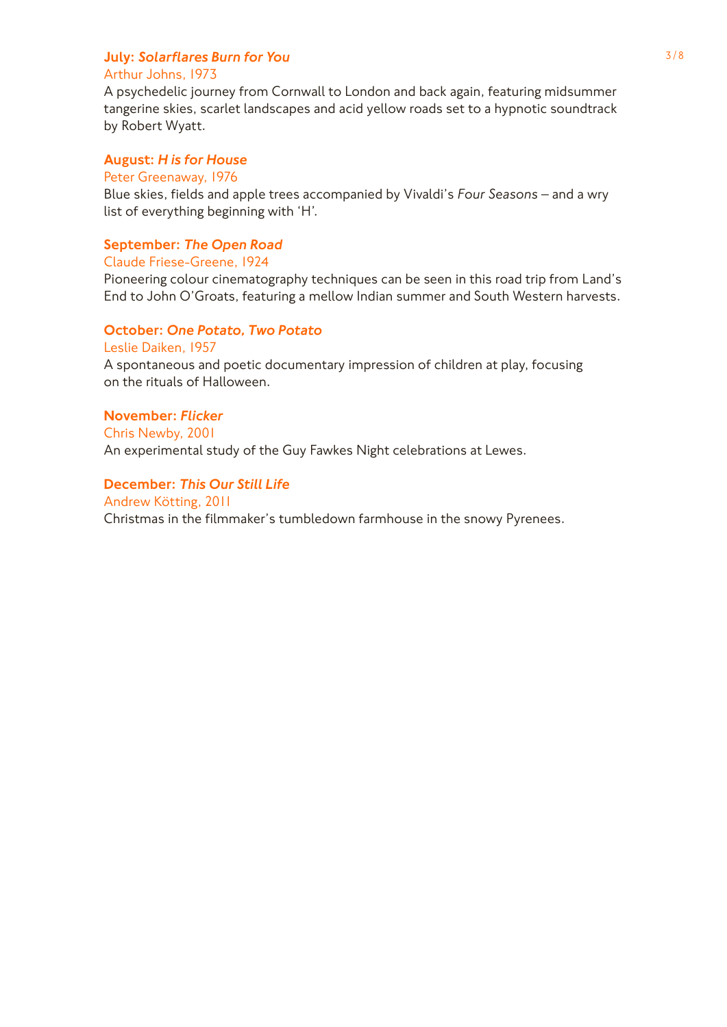### July: *Solarflares Burn for You*

Arthur Johns, 1973

A psychedelic journey from Cornwall to London and back again, featuring midsummer tangerine skies, scarlet landscapes and acid yellow roads set to a hypnotic soundtrack by Robert Wyatt.

### August: *H is for House*

Peter Greenaway, 1976

Blue skies, fields and apple trees accompanied by Vivaldi's *Four Seasons* – and a wry list of everything beginning with 'H'.

### September: *The Open Road*

Claude Friese-Greene, 1924

Pioneering colour cinematography techniques can be seen in this road trip from Land's End to John O'Groats, featuring a mellow Indian summer and South Western harvests.

### October: *One Potato, Two Potato*

Leslie Daiken, 1957

A spontaneous and poetic documentary impression of children at play, focusing on the rituals of Halloween.

### November: *Flicker*

Chris Newby, 2001

An experimental study of the Guy Fawkes Night celebrations at Lewes.

### December: *This Our Still Life*

Andrew Kötting, 2011

Christmas in the filmmaker's tumbledown farmhouse in the snowy Pyrenees.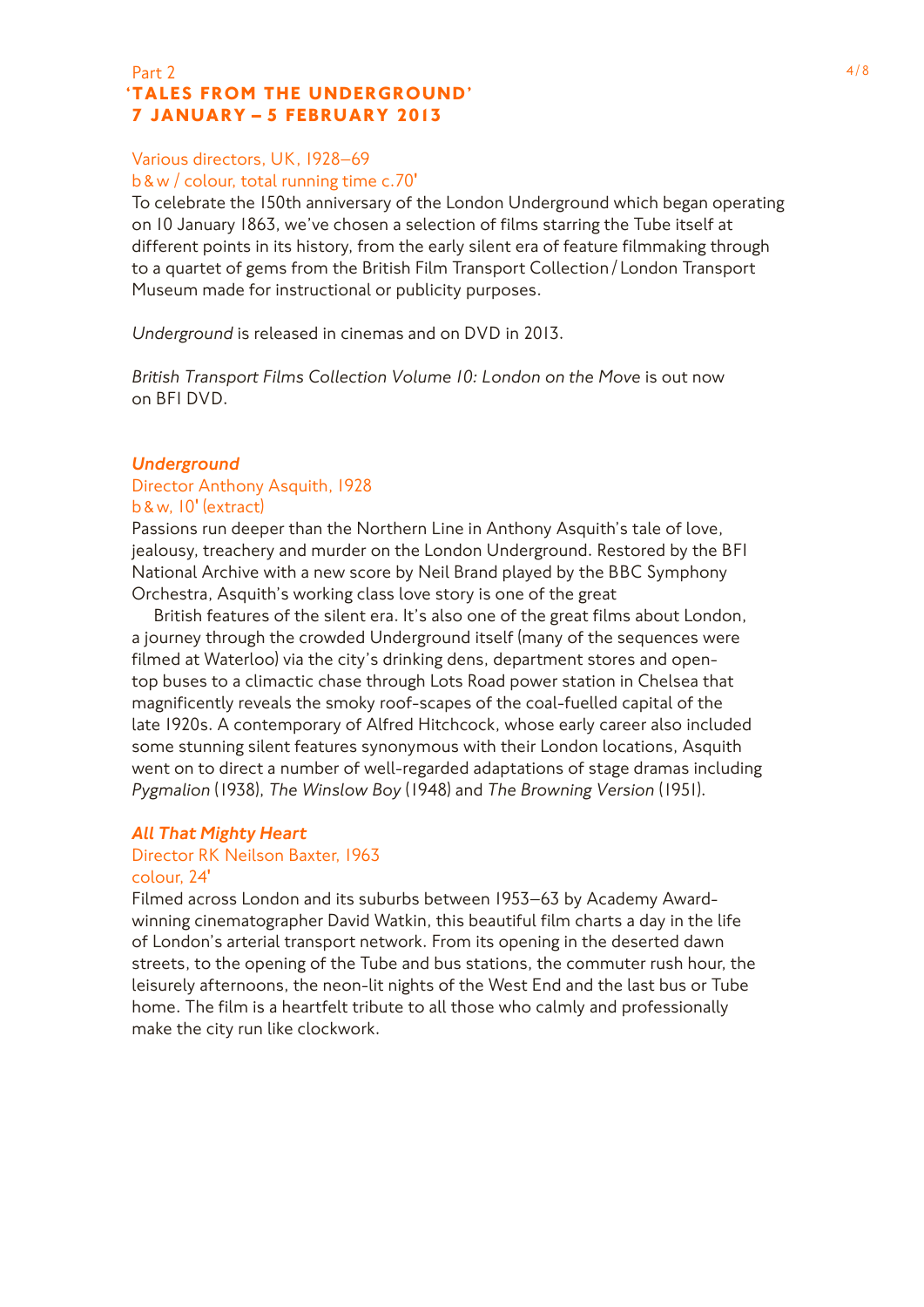Part 2

## ‘TALES FROM THE UNDERGROUND’
## 7 JANUARY – 5 FEBRUARY 2013

Various directors, UK, 1928–69
b & w / colour, total running time c.70'

To celebrate the 150th anniversary of the London Underground which began operating on 10 January 1863, we’ve chosen a selection of films starring the Tube itself at different points in its history, from the early silent era of feature filmmaking through to a quartet of gems from the British Film Transport Collection / London Transport Museum made for instructional or publicity purposes.

*Underground* is released in cinemas and on DVD in 2013.

*British Transport Films Collection Volume 10: London on the Move* is out now on BFI DVD.

### *Underground*

Director Anthony Asquith, 1928
b & w, 10' (extract)

Passions run deeper than the Northern Line in Anthony Asquith’s tale of love, jealousy, treachery and murder on the London Underground. Restored by the BFI National Archive with a new score by Neil Brand played by the BBC Symphony Orchestra, Asquith’s working class love story is one of the great British features of the silent era. It’s also one of the great films about London, a journey through the crowded Underground itself (many of the sequences were filmed at Waterloo) via the city’s drinking dens, department stores and open-top buses to a climactic chase through Lots Road power station in Chelsea that magnificently reveals the smoky roof-scapes of the coal-fuelled capital of the late 1920s. A contemporary of Alfred Hitchcock, whose early career also included some stunning silent features synonymous with their London locations, Asquith went on to direct a number of well-regarded adaptations of stage dramas including *Pygmalion* (1938), *The Winslow Boy* (1948) and *The Browning Version* (1951).

### *All That Mighty Heart*

Director RK Neilson Baxter, 1963
colour, 24'

Filmed across London and its suburbs between 1953–63 by Academy Award-winning cinematographer David Watkin, this beautiful film charts a day in the life of London’s arterial transport network. From its opening in the deserted dawn streets, to the opening of the Tube and bus stations, the commuter rush hour, the leisurely afternoons, the neon-lit nights of the West End and the last bus or Tube home. The film is a heartfelt tribute to all those who calmly and professionally make the city run like clockwork.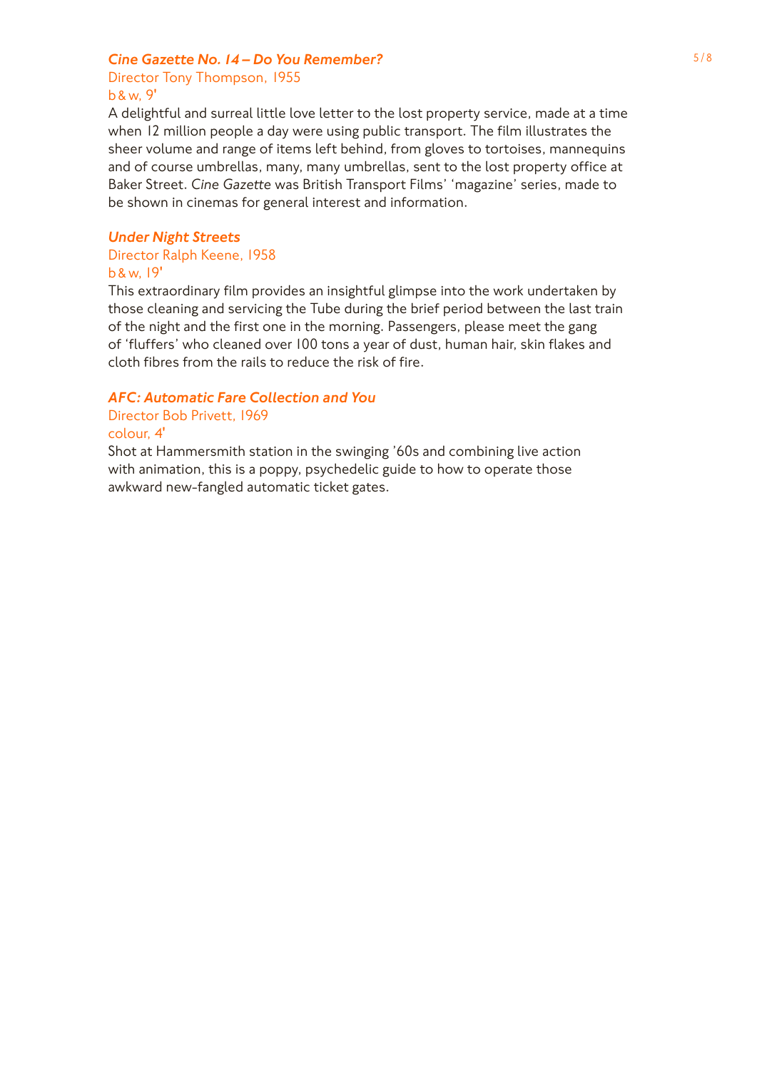### *Cine Gazette No. 14 – Do You Remember?*

Director Tony Thompson, 1955
b & w, 9'

A delightful and surreal little love letter to the lost property service, made at a time when 12 million people a day were using public transport. The film illustrates the sheer volume and range of items left behind, from gloves to tortoises, mannequins and of course umbrellas, many, many umbrellas, sent to the lost property office at Baker Street. *Cine Gazette* was British Transport Films' 'magazine' series, made to be shown in cinemas for general interest and information.

### *Under Night Streets*

Director Ralph Keene, 1958
b & w, 19'

This extraordinary film provides an insightful glimpse into the work undertaken by those cleaning and servicing the Tube during the brief period between the last train of the night and the first one in the morning. Passengers, please meet the gang of 'fluffers' who cleaned over 100 tons a year of dust, human hair, skin flakes and cloth fibres from the rails to reduce the risk of fire.

### *AFC: Automatic Fare Collection and You*

Director Bob Privett, 1969
colour, 4'

Shot at Hammersmith station in the swinging '60s and combining live action with animation, this is a poppy, psychedelic guide to how to operate those awkward new-fangled automatic ticket gates.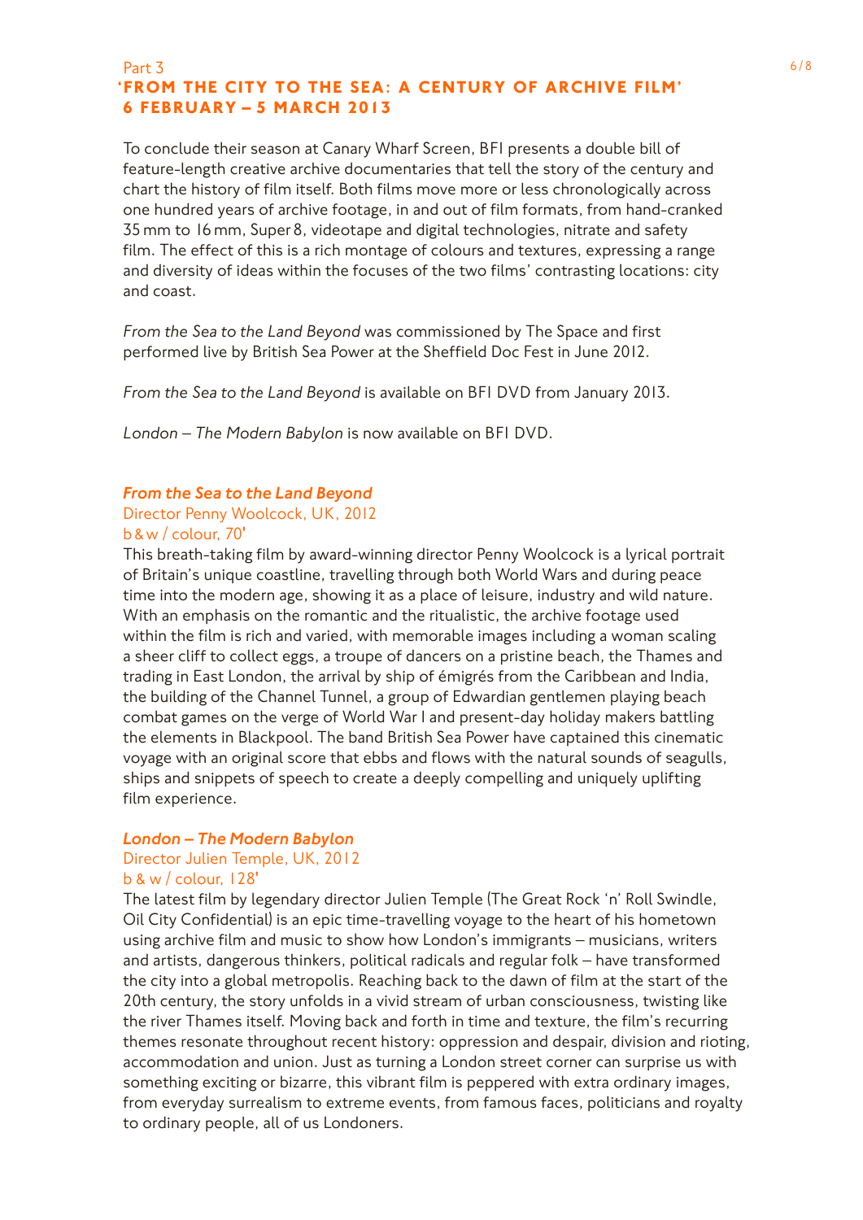Part 3

## 'FROM THE CITY TO THE SEA: A CENTURY OF ARCHIVE FILM' 6 FEBRUARY – 5 MARCH 2013

To conclude their season at Canary Wharf Screen, BFI presents a double bill of feature-length creative archive documentaries that tell the story of the century and chart the history of film itself. Both films move more or less chronologically across one hundred years of archive footage, in and out of film formats, from hand-cranked 35 mm to 16 mm, Super 8, videotape and digital technologies, nitrate and safety film. The effect of this is a rich montage of colours and textures, expressing a range and diversity of ideas within the focuses of the two films' contrasting locations: city and coast.

*From the Sea to the Land Beyond* was commissioned by The Space and first performed live by British Sea Power at the Sheffield Doc Fest in June 2012.

*From the Sea to the Land Beyond* is available on BFI DVD from January 2013.

*London – The Modern Babylon* is now available on BFI DVD.

### *From the Sea to the Land Beyond*

Director Penny Woolcock, UK, 2012
b & w / colour, 70'

This breath-taking film by award-winning director Penny Woolcock is a lyrical portrait of Britain's unique coastline, travelling through both World Wars and during peace time into the modern age, showing it as a place of leisure, industry and wild nature. With an emphasis on the romantic and the ritualistic, the archive footage used within the film is rich and varied, with memorable images including a woman scaling a sheer cliff to collect eggs, a troupe of dancers on a pristine beach, the Thames and trading in East London, the arrival by ship of émigrés from the Caribbean and India, the building of the Channel Tunnel, a group of Edwardian gentlemen playing beach combat games on the verge of World War I and present-day holiday makers battling the elements in Blackpool. The band British Sea Power have captained this cinematic voyage with an original score that ebbs and flows with the natural sounds of seagulls, ships and snippets of speech to create a deeply compelling and uniquely uplifting film experience.

### *London – The Modern Babylon*

Director Julien Temple, UK, 2012
b & w / colour, 128'

The latest film by legendary director Julien Temple (The Great Rock 'n' Roll Swindle, Oil City Confidential) is an epic time-travelling voyage to the heart of his hometown using archive film and music to show how London's immigrants – musicians, writers and artists, dangerous thinkers, political radicals and regular folk – have transformed the city into a global metropolis. Reaching back to the dawn of film at the start of the 20th century, the story unfolds in a vivid stream of urban consciousness, twisting like the river Thames itself. Moving back and forth in time and texture, the film's recurring themes resonate throughout recent history: oppression and despair, division and rioting, accommodation and union. Just as turning a London street corner can surprise us with something exciting or bizarre, this vibrant film is peppered with extra ordinary images, from everyday surrealism to extreme events, from famous faces, politicians and royalty to ordinary people, all of us Londoners.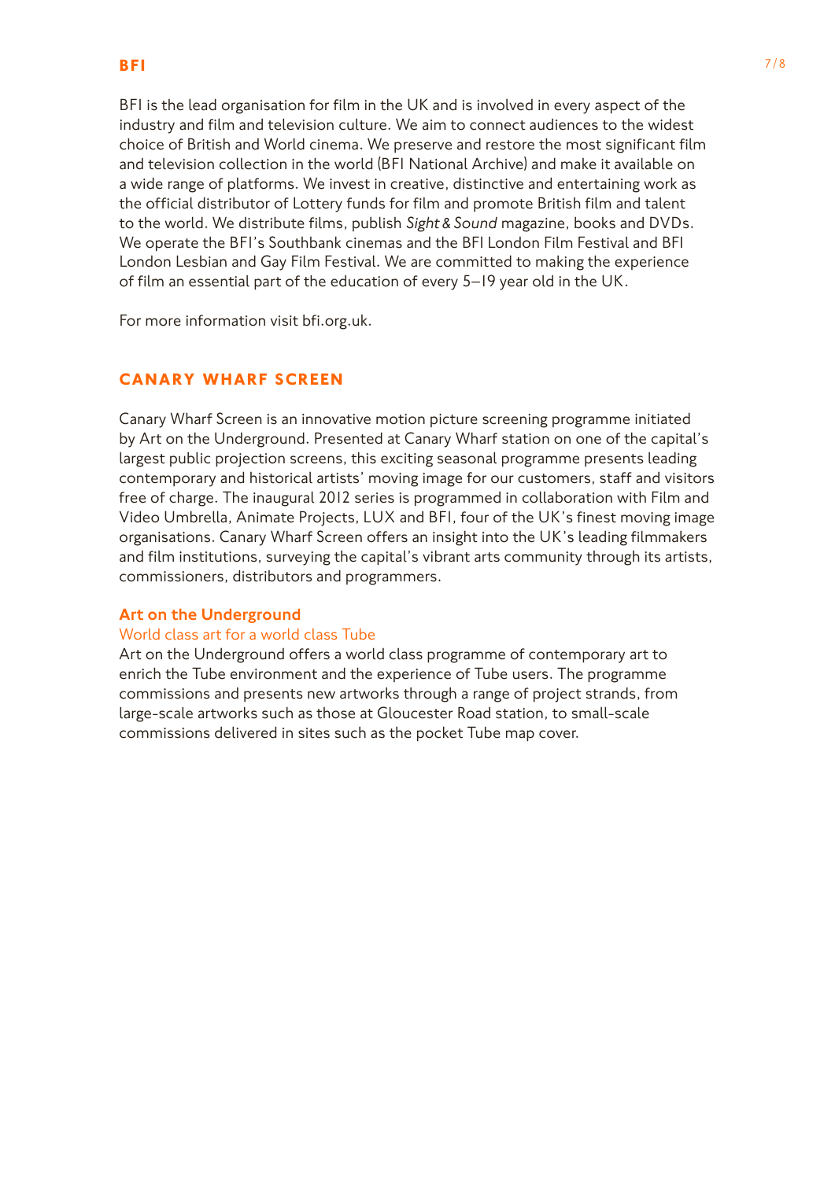## BFI

BFI is the lead organisation for film in the UK and is involved in every aspect of the industry and film and television culture. We aim to connect audiences to the widest choice of British and World cinema. We preserve and restore the most significant film and television collection in the world (BFI National Archive) and make it available on a wide range of platforms. We invest in creative, distinctive and entertaining work as the official distributor of Lottery funds for film and promote British film and talent to the world. We distribute films, publish *Sight & Sound* magazine, books and DVDs. We operate the BFI's Southbank cinemas and the BFI London Film Festival and BFI London Lesbian and Gay Film Festival. We are committed to making the experience of film an essential part of the education of every 5–19 year old in the UK.

For more information visit bfi.org.uk.

## CANARY WHARF SCREEN

Canary Wharf Screen is an innovative motion picture screening programme initiated by Art on the Underground. Presented at Canary Wharf station on one of the capital's largest public projection screens, this exciting seasonal programme presents leading contemporary and historical artists' moving image for our customers, staff and visitors free of charge. The inaugural 2012 series is programmed in collaboration with Film and Video Umbrella, Animate Projects, LUX and BFI, four of the UK's finest moving image organisations. Canary Wharf Screen offers an insight into the UK's leading filmmakers and film institutions, surveying the capital's vibrant arts community through its artists, commissioners, distributors and programmers.

### Art on the Underground

World class art for a world class Tube

Art on the Underground offers a world class programme of contemporary art to enrich the Tube environment and the experience of Tube users. The programme commissions and presents new artworks through a range of project strands, from large-scale artworks such as those at Gloucester Road station, to small-scale commissions delivered in sites such as the pocket Tube map cover.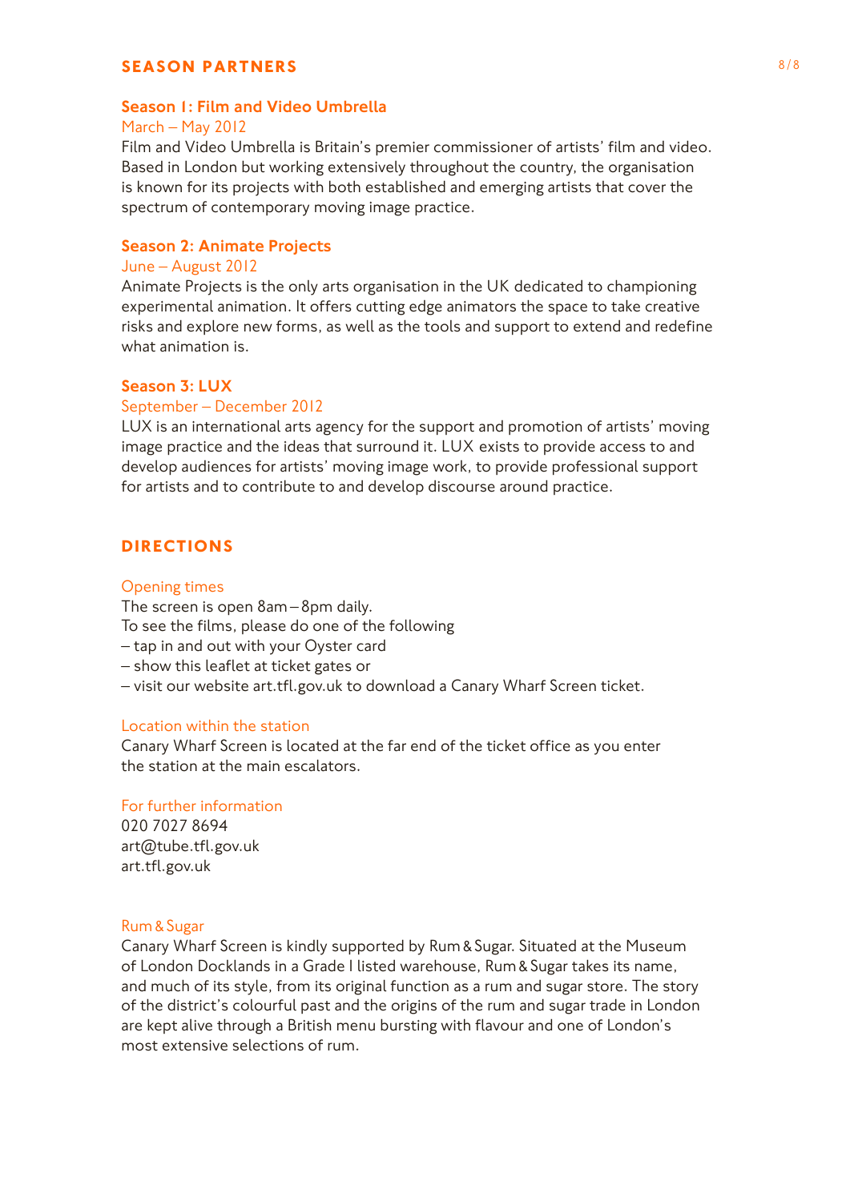## SEASON PARTNERS

### Season 1: Film and Video Umbrella

March – May 2012

Film and Video Umbrella is Britain's premier commissioner of artists' film and video. Based in London but working extensively throughout the country, the organisation is known for its projects with both established and emerging artists that cover the spectrum of contemporary moving image practice.

### Season 2: Animate Projects

June – August 2012

Animate Projects is the only arts organisation in the UK dedicated to championing experimental animation. It offers cutting edge animators the space to take creative risks and explore new forms, as well as the tools and support to extend and redefine what animation is.

### Season 3: LUX

September – December 2012

LUX is an international arts agency for the support and promotion of artists' moving image practice and the ideas that surround it. LUX exists to provide access to and develop audiences for artists' moving image work, to provide professional support for artists and to contribute to and develop discourse around practice.

## DIRECTIONS

### Opening times

The screen is open 8am – 8pm daily.
To see the films, please do one of the following
– tap in and out with your Oyster card
– show this leaflet at ticket gates or
– visit our website art.tfl.gov.uk to download a Canary Wharf Screen ticket.

### Location within the station

Canary Wharf Screen is located at the far end of the ticket office as you enter the station at the main escalators.

### For further information

020 7027 8694
art@tube.tfl.gov.uk
art.tfl.gov.uk

### Rum & Sugar

Canary Wharf Screen is kindly supported by Rum & Sugar. Situated at the Museum of London Docklands in a Grade I listed warehouse, Rum & Sugar takes its name, and much of its style, from its original function as a rum and sugar store. The story of the district's colourful past and the origins of the rum and sugar trade in London are kept alive through a British menu bursting with flavour and one of London's most extensive selections of rum.